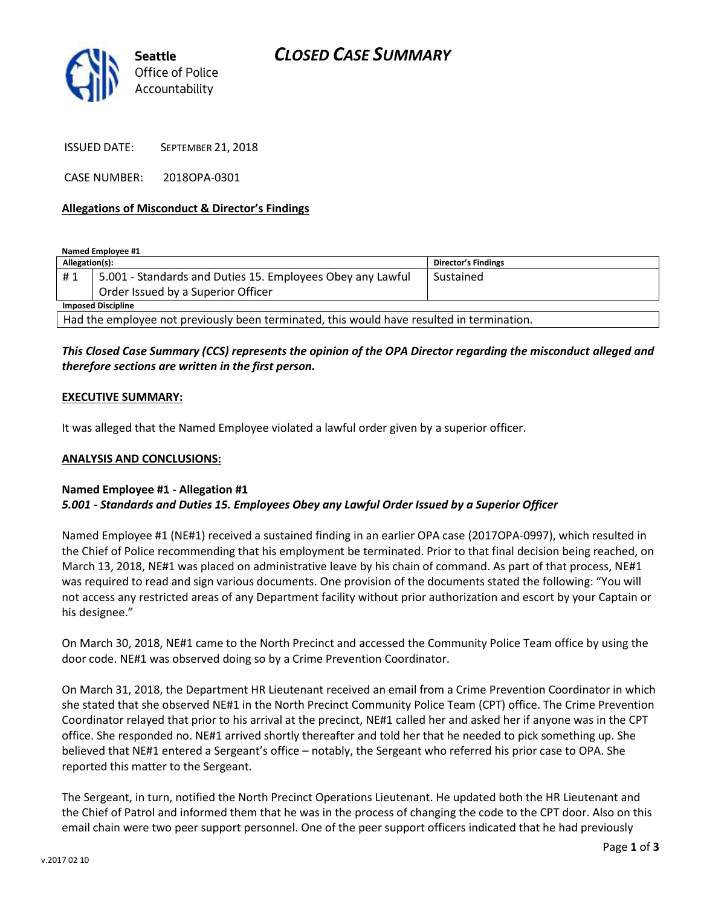# CLOSED CASE SUMMARY

Seattle Office of Police Accountability

ISSUED DATE: SEPTEMBER 21, 2018

CASE NUMBER: 2018OPA-0301

**Allegations of Misconduct & Director's Findings**

**Named Employee #1**

| Allegation(s): | | Director's Findings |
|---|---|---|
| # 1 | 5.001 - Standards and Duties 15. Employees Obey any Lawful Order Issued by a Superior Officer | Sustained |
| **Imposed Discipline** | | |
| Had the employee not previously been terminated, this would have resulted in termination. | | |

***This Closed Case Summary (CCS) represents the opinion of the OPA Director regarding the misconduct alleged and therefore sections are written in the first person.***

**EXECUTIVE SUMMARY:**

It was alleged that the Named Employee violated a lawful order given by a superior officer.

**ANALYSIS AND CONCLUSIONS:**

**Named Employee #1 - Allegation #1**
***5.001 - Standards and Duties 15. Employees Obey any Lawful Order Issued by a Superior Officer***

Named Employee #1 (NE#1) received a sustained finding in an earlier OPA case (2017OPA-0997), which resulted in the Chief of Police recommending that his employment be terminated. Prior to that final decision being reached, on March 13, 2018, NE#1 was placed on administrative leave by his chain of command. As part of that process, NE#1 was required to read and sign various documents. One provision of the documents stated the following: "You will not access any restricted areas of any Department facility without prior authorization and escort by your Captain or his designee."

On March 30, 2018, NE#1 came to the North Precinct and accessed the Community Police Team office by using the door code. NE#1 was observed doing so by a Crime Prevention Coordinator.

On March 31, 2018, the Department HR Lieutenant received an email from a Crime Prevention Coordinator in which she stated that she observed NE#1 in the North Precinct Community Police Team (CPT) office. The Crime Prevention Coordinator relayed that prior to his arrival at the precinct, NE#1 called her and asked her if anyone was in the CPT office. She responded no. NE#1 arrived shortly thereafter and told her that he needed to pick something up. She believed that NE#1 entered a Sergeant's office – notably, the Sergeant who referred his prior case to OPA. She reported this matter to the Sergeant.

The Sergeant, in turn, notified the North Precinct Operations Lieutenant. He updated both the HR Lieutenant and the Chief of Patrol and informed them that he was in the process of changing the code to the CPT door. Also on this email chain were two peer support personnel. One of the peer support officers indicated that he had previously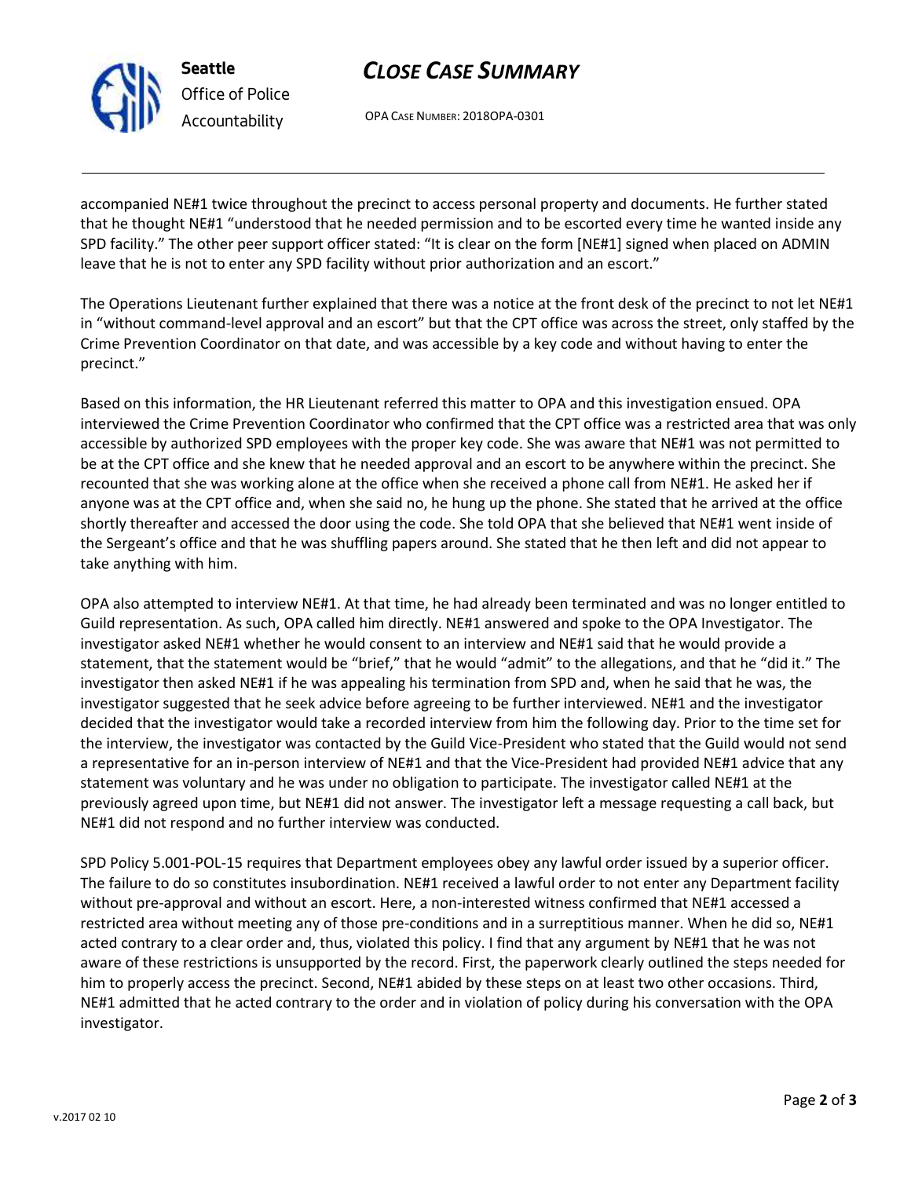accompanied NE#1 twice throughout the precinct to access personal property and documents. He further stated that he thought NE#1 "understood that he needed permission and to be escorted every time he wanted inside any SPD facility." The other peer support officer stated: "It is clear on the form [NE#1] signed when placed on ADMIN leave that he is not to enter any SPD facility without prior authorization and an escort."

The Operations Lieutenant further explained that there was a notice at the front desk of the precinct to not let NE#1 in "without command-level approval and an escort" but that the CPT office was across the street, only staffed by the Crime Prevention Coordinator on that date, and was accessible by a key code and without having to enter the precinct."

Based on this information, the HR Lieutenant referred this matter to OPA and this investigation ensued. OPA interviewed the Crime Prevention Coordinator who confirmed that the CPT office was a restricted area that was only accessible by authorized SPD employees with the proper key code. She was aware that NE#1 was not permitted to be at the CPT office and she knew that he needed approval and an escort to be anywhere within the precinct. She recounted that she was working alone at the office when she received a phone call from NE#1. He asked her if anyone was at the CPT office and, when she said no, he hung up the phone. She stated that he arrived at the office shortly thereafter and accessed the door using the code. She told OPA that she believed that NE#1 went inside of the Sergeant's office and that he was shuffling papers around. She stated that he then left and did not appear to take anything with him.

OPA also attempted to interview NE#1. At that time, he had already been terminated and was no longer entitled to Guild representation. As such, OPA called him directly. NE#1 answered and spoke to the OPA Investigator. The investigator asked NE#1 whether he would consent to an interview and NE#1 said that he would provide a statement, that the statement would be "brief," that he would "admit" to the allegations, and that he "did it." The investigator then asked NE#1 if he was appealing his termination from SPD and, when he said that he was, the investigator suggested that he seek advice before agreeing to be further interviewed. NE#1 and the investigator decided that the investigator would take a recorded interview from him the following day. Prior to the time set for the interview, the investigator was contacted by the Guild Vice-President who stated that the Guild would not send a representative for an in-person interview of NE#1 and that the Vice-President had provided NE#1 advice that any statement was voluntary and he was under no obligation to participate. The investigator called NE#1 at the previously agreed upon time, but NE#1 did not answer. The investigator left a message requesting a call back, but NE#1 did not respond and no further interview was conducted.

SPD Policy 5.001-POL-15 requires that Department employees obey any lawful order issued by a superior officer. The failure to do so constitutes insubordination. NE#1 received a lawful order to not enter any Department facility without pre-approval and without an escort. Here, a non-interested witness confirmed that NE#1 accessed a restricted area without meeting any of those pre-conditions and in a surreptitious manner. When he did so, NE#1 acted contrary to a clear order and, thus, violated this policy. I find that any argument by NE#1 that he was not aware of these restrictions is unsupported by the record. First, the paperwork clearly outlined the steps needed for him to properly access the precinct. Second, NE#1 abided by these steps on at least two other occasions. Third, NE#1 admitted that he acted contrary to the order and in violation of policy during his conversation with the OPA investigator.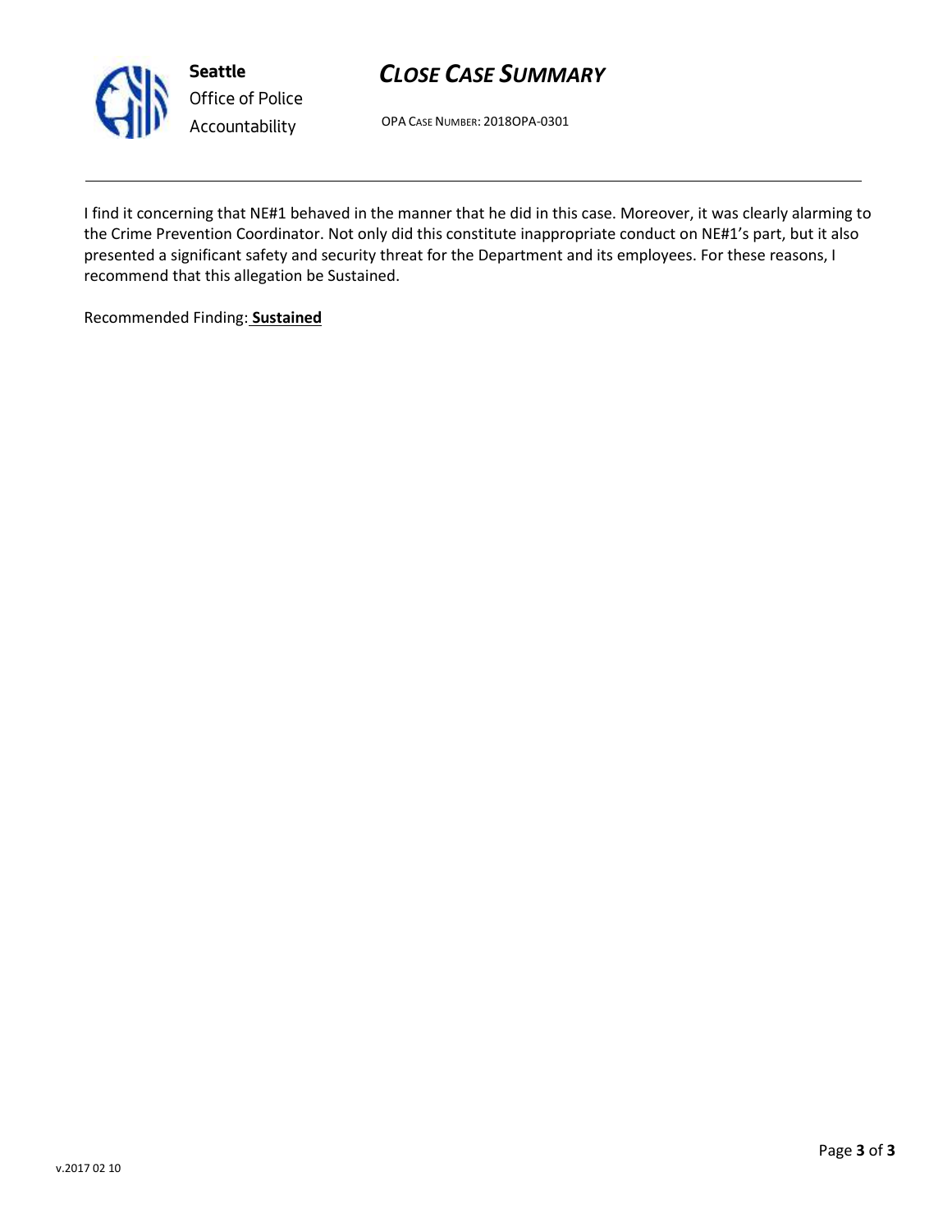I find it concerning that NE#1 behaved in the manner that he did in this case. Moreover, it was clearly alarming to the Crime Prevention Coordinator. Not only did this constitute inappropriate conduct on NE#1's part, but it also presented a significant safety and security threat for the Department and its employees. For these reasons, I recommend that this allegation be Sustained.

Recommended Finding: **Sustained**